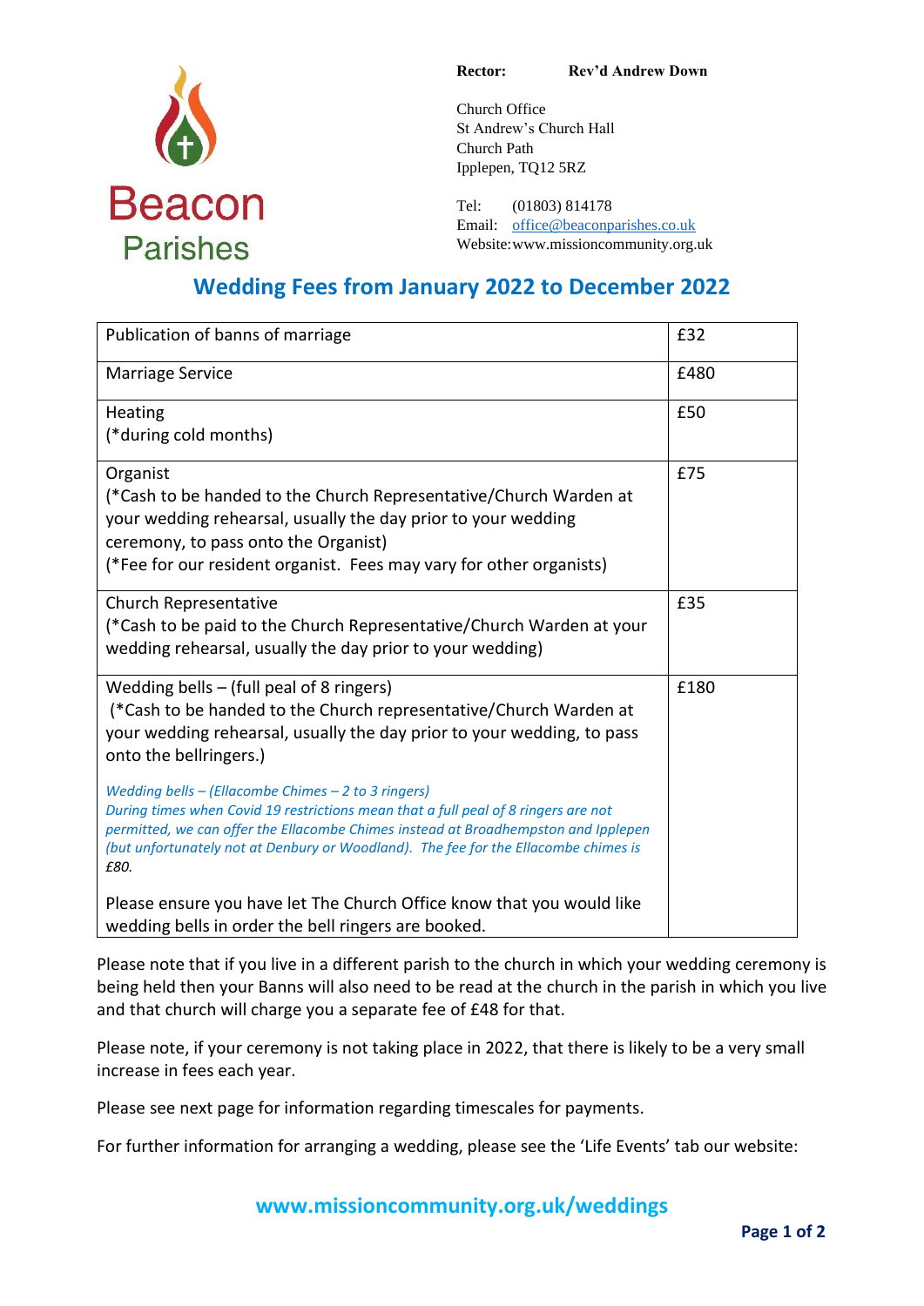Beacon Parishes

**Rector:** **Rev'd Andrew Down**

Church Office
St Andrew's Church Hall
Church Path
Ipplepen, TQ12 5RZ

Tel: (01803) 814178
Email: office@beaconparishes.co.uk
Website: www.missioncommunity.org.uk

## Wedding Fees from January 2022 to December 2022

| Item | Fee |
|---|---|
| Publication of banns of marriage | £32 |
| Marriage Service | £480 |
| Heating<br>(*during cold months) | £50 |
| Organist<br>(*Cash to be handed to the Church Representative/Church Warden at your wedding rehearsal, usually the day prior to your wedding ceremony, to pass onto the Organist)<br>(*Fee for our resident organist. Fees may vary for other organists) | £75 |
| Church Representative<br>(*Cash to be paid to the Church Representative/Church Warden at your wedding rehearsal, usually the day prior to your wedding) | £35 |
| Wedding bells – (full peal of 8 ringers)<br>(*Cash to be handed to the Church representative/Church Warden at your wedding rehearsal, usually the day prior to your wedding, to pass onto the bellringers.)<br><br>*Wedding bells – (Ellacombe Chimes – 2 to 3 ringers)*<br>*During times when Covid 19 restrictions mean that a full peal of 8 ringers are not permitted, we can offer the Ellacombe Chimes instead at Broadhempston and Ipplepen (but unfortunately not at Denbury or Woodland). The fee for the Ellacombe chimes is £80.*<br><br>Please ensure you have let The Church Office know that you would like wedding bells in order the bell ringers are booked. | £180 |

Please note that if you live in a different parish to the church in which your wedding ceremony is being held then your Banns will also need to be read at the church in the parish in which you live and that church will charge you a separate fee of £48 for that.

Please note, if your ceremony is not taking place in 2022, that there is likely to be a very small increase in fees each year.

Please see next page for information regarding timescales for payments.

For further information for arranging a wedding, please see the 'Life Events' tab our website:

**www.missioncommunity.org.uk/weddings**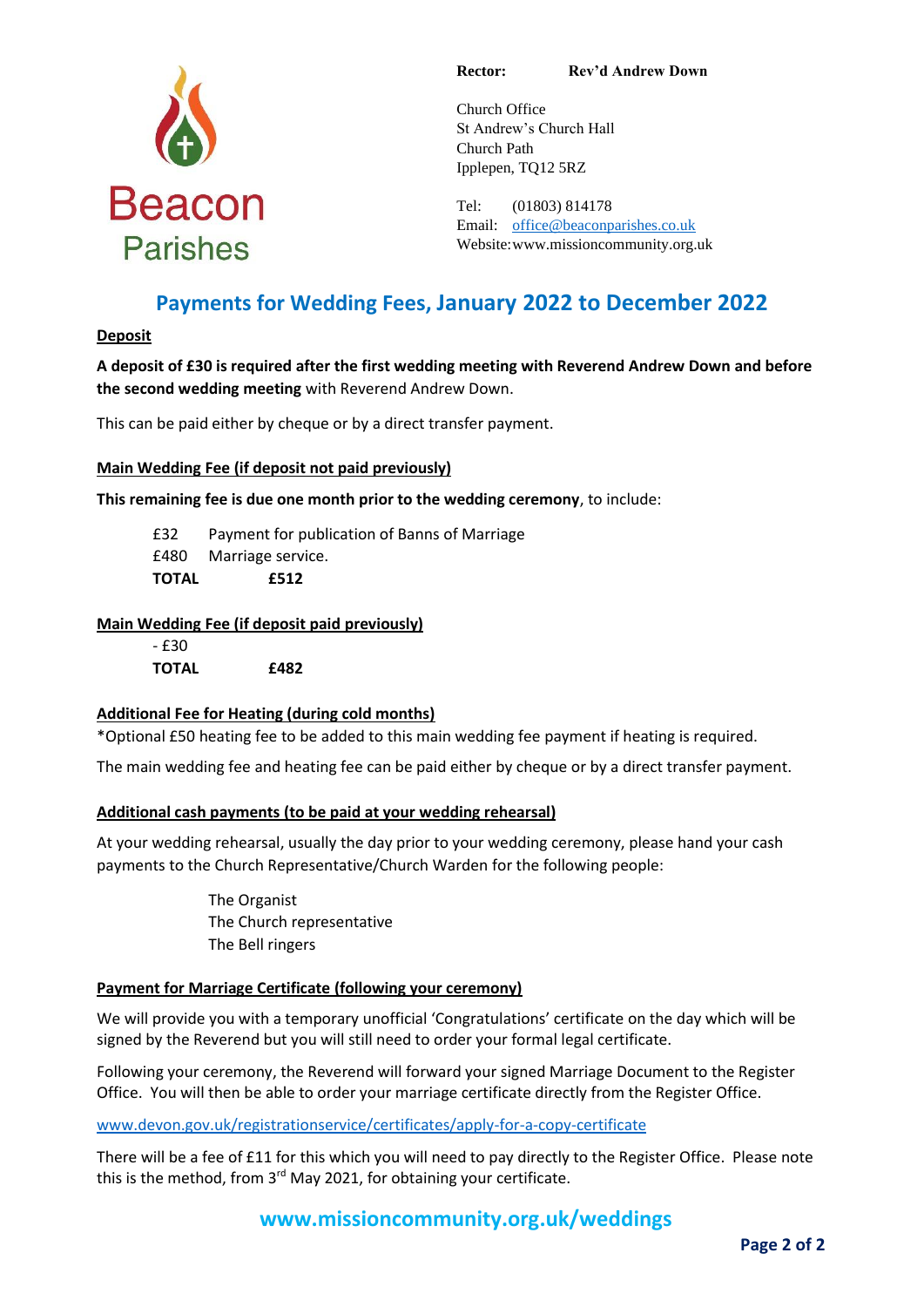Beacon Parishes

**Rector:** **Rev'd Andrew Down**

Church Office
St Andrew's Church Hall
Church Path
Ipplepen, TQ12 5RZ

Tel: (01803) 814178
Email: office@beaconparishes.co.uk
Website: www.missioncommunity.org.uk

# Payments for Wedding Fees, January 2022 to December 2022

## Deposit

**A deposit of £30 is required after the first wedding meeting with Reverend Andrew Down and before the second wedding meeting** with Reverend Andrew Down.

This can be paid either by cheque or by a direct transfer payment.

## Main Wedding Fee (if deposit not paid previously)

**This remaining fee is due one month prior to the wedding ceremony**, to include:

£32 Payment for publication of Banns of Marriage
£480 Marriage service.
**TOTAL £512**

## Main Wedding Fee (if deposit paid previously)

- £30
**TOTAL £482**

## Additional Fee for Heating (during cold months)

*Optional £50 heating fee to be added to this main wedding fee payment if heating is required.

The main wedding fee and heating fee can be paid either by cheque or by a direct transfer payment.

## Additional cash payments (to be paid at your wedding rehearsal)

At your wedding rehearsal, usually the day prior to your wedding ceremony, please hand your cash payments to the Church Representative/Church Warden for the following people:

The Organist
The Church representative
The Bell ringers

## Payment for Marriage Certificate (following your ceremony)

We will provide you with a temporary unofficial 'Congratulations' certificate on the day which will be signed by the Reverend but you will still need to order your formal legal certificate.

Following your ceremony, the Reverend will forward your signed Marriage Document to the Register Office. You will then be able to order your marriage certificate directly from the Register Office.

www.devon.gov.uk/registrationservice/certificates/apply-for-a-copy-certificate

There will be a fee of £11 for this which you will need to pay directly to the Register Office. Please note this is the method, from 3rd May 2021, for obtaining your certificate.

**www.missioncommunity.org.uk/weddings**